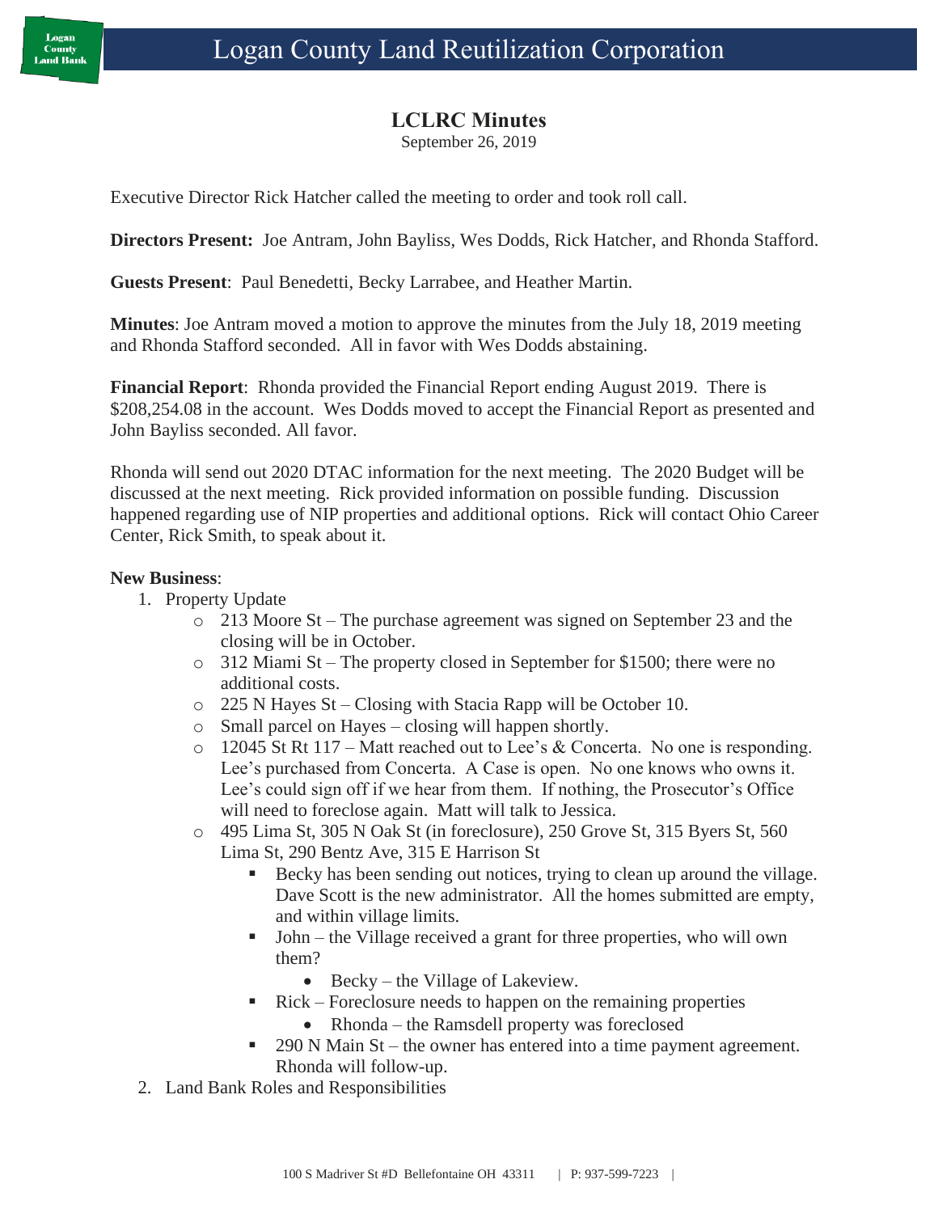# Logan County Land Reutilization Corporation

## LCLRC Minutes

September 26, 2019

Executive Director Rick Hatcher called the meeting to order and took roll call.

**Directors Present:** Joe Antram, John Bayliss, Wes Dodds, Rick Hatcher, and Rhonda Stafford.

**Guests Present**: Paul Benedetti, Becky Larrabee, and Heather Martin.

**Minutes**: Joe Antram moved a motion to approve the minutes from the July 18, 2019 meeting and Rhonda Stafford seconded. All in favor with Wes Dodds abstaining.

**Financial Report**: Rhonda provided the Financial Report ending August 2019. There is $208,254.08 in the account. Wes Dodds moved to accept the Financial Report as presented and John Bayliss seconded. All favor.

Rhonda will send out 2020 DTAC information for the next meeting. The 2020 Budget will be discussed at the next meeting. Rick provided information on possible funding. Discussion happened regarding use of NIP properties and additional options. Rick will contact Ohio Career Center, Rick Smith, to speak about it.

**New Business**:

1. Property Update
    - 213 Moore St – The purchase agreement was signed on September 23 and the closing will be in October.
    - 312 Miami St – The property closed in September for $1500; there were no additional costs.
    - 225 N Hayes St – Closing with Stacia Rapp will be October 10.
    - Small parcel on Hayes – closing will happen shortly.
    - 12045 St Rt 117 – Matt reached out to Lee's & Concerta. No one is responding. Lee's purchased from Concerta. A Case is open. No one knows who owns it. Lee's could sign off if we hear from them. If nothing, the Prosecutor's Office will need to foreclose again. Matt will talk to Jessica.
    - 495 Lima St, 305 N Oak St (in foreclosure), 250 Grove St, 315 Byers St, 560 Lima St, 290 Bentz Ave, 315 E Harrison St
        - Becky has been sending out notices, trying to clean up around the village. Dave Scott is the new administrator. All the homes submitted are empty, and within village limits.
        - John – the Village received a grant for three properties, who will own them?
            - Becky – the Village of Lakeview.
        - Rick – Foreclosure needs to happen on the remaining properties
            - Rhonda – the Ramsdell property was foreclosed
        - 290 N Main St – the owner has entered into a time payment agreement. Rhonda will follow-up.
2. Land Bank Roles and Responsibilities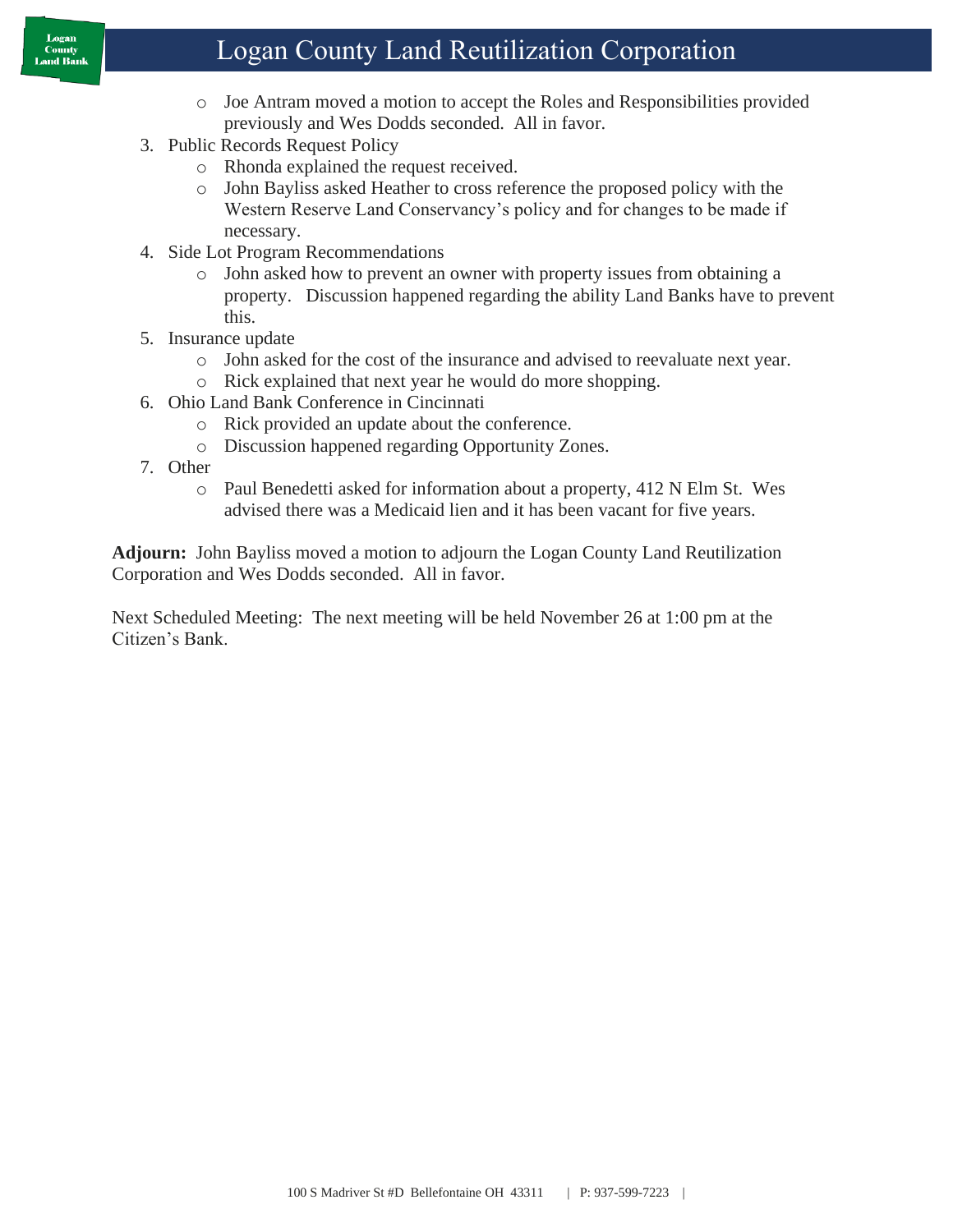- Joe Antram moved a motion to accept the Roles and Responsibilities provided previously and Wes Dodds seconded. All in favor.

3. Public Records Request Policy
   - Rhonda explained the request received.
   - John Bayliss asked Heather to cross reference the proposed policy with the Western Reserve Land Conservancy's policy and for changes to be made if necessary.
4. Side Lot Program Recommendations
   - John asked how to prevent an owner with property issues from obtaining a property. Discussion happened regarding the ability Land Banks have to prevent this.
5. Insurance update
   - John asked for the cost of the insurance and advised to reevaluate next year.
   - Rick explained that next year he would do more shopping.
6. Ohio Land Bank Conference in Cincinnati
   - Rick provided an update about the conference.
   - Discussion happened regarding Opportunity Zones.
7. Other
   - Paul Benedetti asked for information about a property, 412 N Elm St. Wes advised there was a Medicaid lien and it has been vacant for five years.

**Adjourn:** John Bayliss moved a motion to adjourn the Logan County Land Reutilization Corporation and Wes Dodds seconded. All in favor.

Next Scheduled Meeting: The next meeting will be held November 26 at 1:00 pm at the Citizen's Bank.